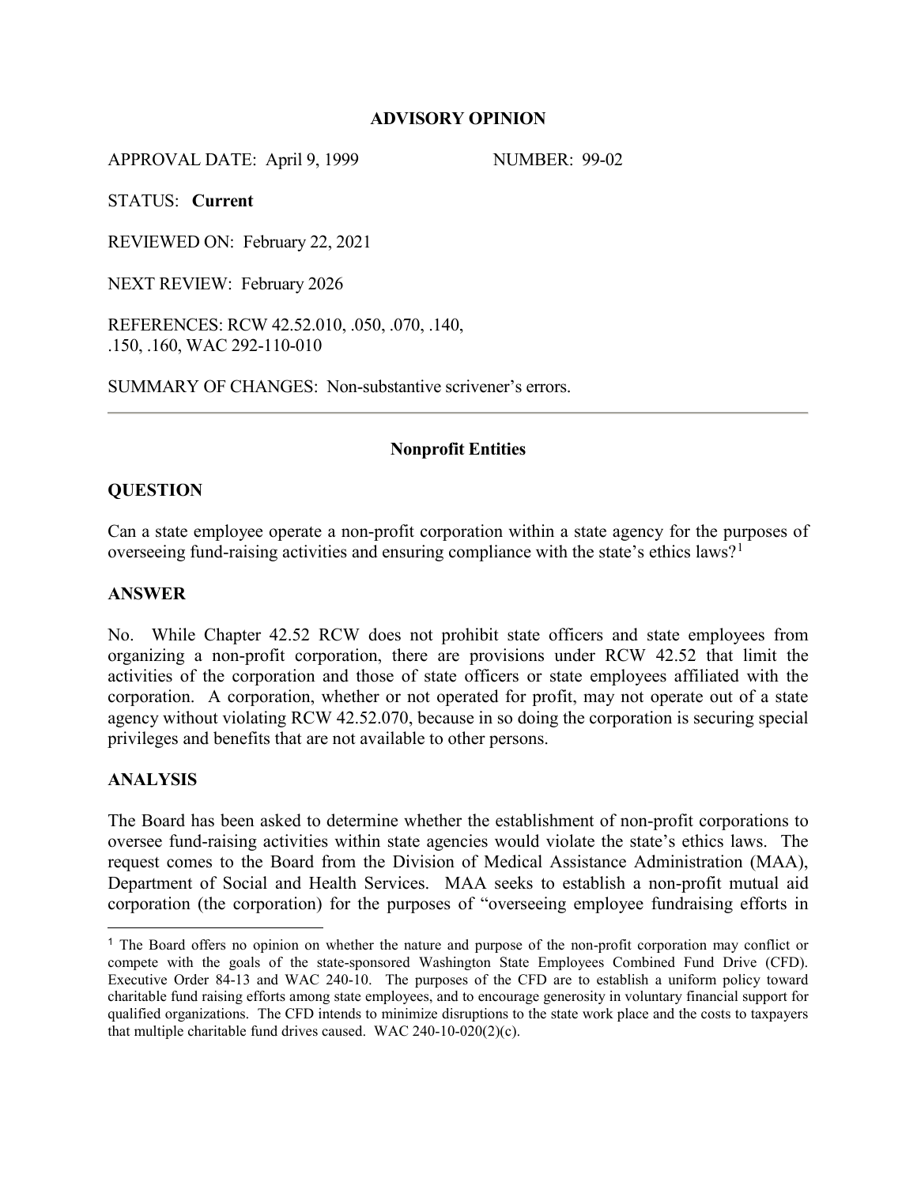**ADVISORY OPINION**

APPROVAL DATE: April 9, 1999 NUMBER: 99-02

STATUS: **Current**

REVIEWED ON: February 22, 2021

NEXT REVIEW: February 2026

REFERENCES: RCW 42.52.010, .050, .070, .140, .150, .160, WAC 292-110-010

SUMMARY OF CHANGES: Non-substantive scrivener's errors.

---

**Nonprofit Entities**

**QUESTION**

Can a state employee operate a non-profit corporation within a state agency for the purposes of overseeing fund-raising activities and ensuring compliance with the state's ethics laws?[1]

**ANSWER**

No. While Chapter 42.52 RCW does not prohibit state officers and state employees from organizing a non-profit corporation, there are provisions under RCW 42.52 that limit the activities of the corporation and those of state officers or state employees affiliated with the corporation. A corporation, whether or not operated for profit, may not operate out of a state agency without violating RCW 42.52.070, because in so doing the corporation is securing special privileges and benefits that are not available to other persons.

**ANALYSIS**

The Board has been asked to determine whether the establishment of non-profit corporations to oversee fund-raising activities within state agencies would violate the state's ethics laws. The request comes to the Board from the Division of Medical Assistance Administration (MAA), Department of Social and Health Services. MAA seeks to establish a non-profit mutual aid corporation (the corporation) for the purposes of "overseeing employee fundraising efforts in

---

[1] The Board offers no opinion on whether the nature and purpose of the non-profit corporation may conflict or compete with the goals of the state-sponsored Washington State Employees Combined Fund Drive (CFD). Executive Order 84-13 and WAC 240-10. The purposes of the CFD are to establish a uniform policy toward charitable fund raising efforts among state employees, and to encourage generosity in voluntary financial support for qualified organizations. The CFD intends to minimize disruptions to the state work place and the costs to taxpayers that multiple charitable fund drives caused. WAC 240-10-020(2)(c).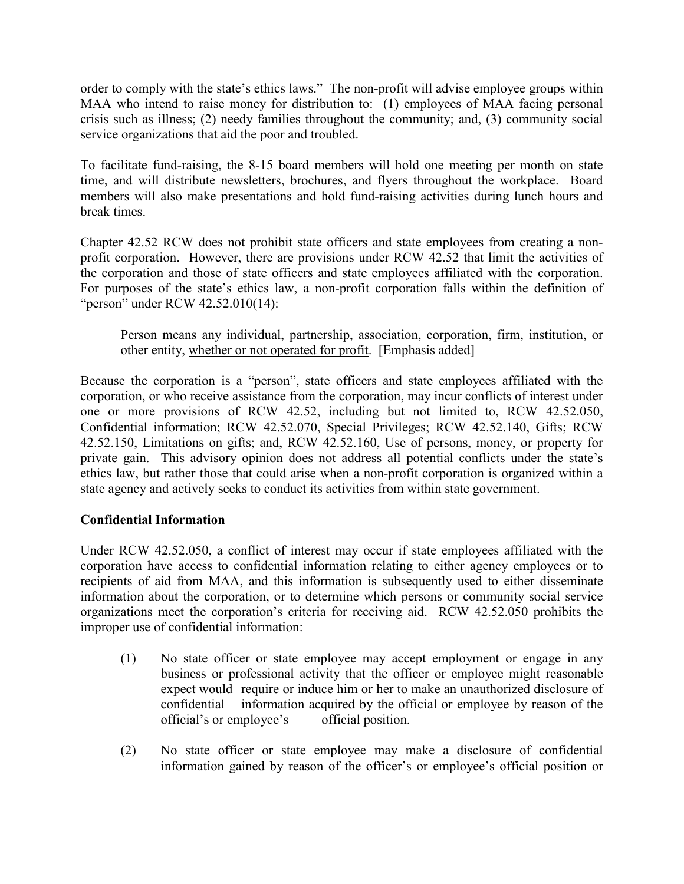order to comply with the state's ethics laws." The non-profit will advise employee groups within MAA who intend to raise money for distribution to: (1) employees of MAA facing personal crisis such as illness; (2) needy families throughout the community; and, (3) community social service organizations that aid the poor and troubled.

To facilitate fund-raising, the 8-15 board members will hold one meeting per month on state time, and will distribute newsletters, brochures, and flyers throughout the workplace. Board members will also make presentations and hold fund-raising activities during lunch hours and break times.

Chapter 42.52 RCW does not prohibit state officers and state employees from creating a non-profit corporation. However, there are provisions under RCW 42.52 that limit the activities of the corporation and those of state officers and state employees affiliated with the corporation. For purposes of the state's ethics law, a non-profit corporation falls within the definition of "person" under RCW 42.52.010(14):

> Person means any individual, partnership, association, <u>corporation</u>, firm, institution, or other entity, <u>whether or not operated for profit</u>. [Emphasis added]

Because the corporation is a "person", state officers and state employees affiliated with the corporation, or who receive assistance from the corporation, may incur conflicts of interest under one or more provisions of RCW 42.52, including but not limited to, RCW 42.52.050, Confidential information; RCW 42.52.070, Special Privileges; RCW 42.52.140, Gifts; RCW 42.52.150, Limitations on gifts; and, RCW 42.52.160, Use of persons, money, or property for private gain. This advisory opinion does not address all potential conflicts under the state's ethics law, but rather those that could arise when a non-profit corporation is organized within a state agency and actively seeks to conduct its activities from within state government.

**Confidential Information**

Under RCW 42.52.050, a conflict of interest may occur if state employees affiliated with the corporation have access to confidential information relating to either agency employees or to recipients of aid from MAA, and this information is subsequently used to either disseminate information about the corporation, or to determine which persons or community social service organizations meet the corporation's criteria for receiving aid. RCW 42.52.050 prohibits the improper use of confidential information:

> (1) No state officer or state employee may accept employment or engage in any business or professional activity that the officer or employee might reasonable expect would require or induce him or her to make an unauthorized disclosure of confidential information acquired by the official or employee by reason of the official's or employee's official position.
>
> (2) No state officer or state employee may make a disclosure of confidential information gained by reason of the officer's or employee's official position or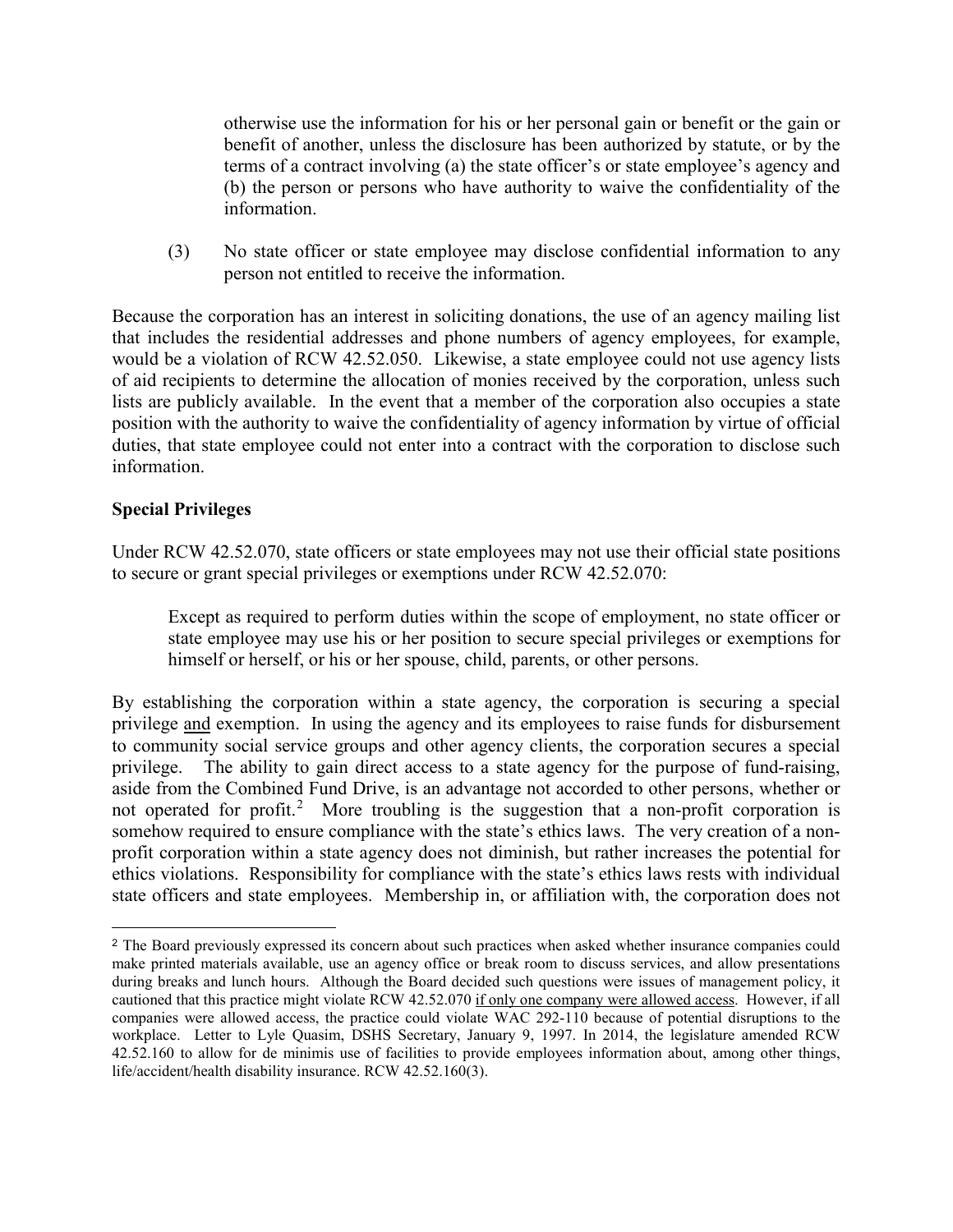otherwise use the information for his or her personal gain or benefit or the gain or benefit of another, unless the disclosure has been authorized by statute, or by the terms of a contract involving (a) the state officer's or state employee's agency and (b) the person or persons who have authority to waive the confidentiality of the information.

(3) No state officer or state employee may disclose confidential information to any person not entitled to receive the information.

Because the corporation has an interest in soliciting donations, the use of an agency mailing list that includes the residential addresses and phone numbers of agency employees, for example, would be a violation of RCW 42.52.050. Likewise, a state employee could not use agency lists of aid recipients to determine the allocation of monies received by the corporation, unless such lists are publicly available. In the event that a member of the corporation also occupies a state position with the authority to waive the confidentiality of agency information by virtue of official duties, that state employee could not enter into a contract with the corporation to disclose such information.

**Special Privileges**

Under RCW 42.52.070, state officers or state employees may not use their official state positions to secure or grant special privileges or exemptions under RCW 42.52.070:

> Except as required to perform duties within the scope of employment, no state officer or state employee may use his or her position to secure special privileges or exemptions for himself or herself, or his or her spouse, child, parents, or other persons.

By establishing the corporation within a state agency, the corporation is securing a special privilege and exemption. In using the agency and its employees to raise funds for disbursement to community social service groups and other agency clients, the corporation secures a special privilege. The ability to gain direct access to a state agency for the purpose of fund-raising, aside from the Combined Fund Drive, is an advantage not accorded to other persons, whether or not operated for profit.[2] More troubling is the suggestion that a non-profit corporation is somehow required to ensure compliance with the state's ethics laws. The very creation of a non-profit corporation within a state agency does not diminish, but rather increases the potential for ethics violations. Responsibility for compliance with the state's ethics laws rests with individual state officers and state employees. Membership in, or affiliation with, the corporation does not

---

[2] The Board previously expressed its concern about such practices when asked whether insurance companies could make printed materials available, use an agency office or break room to discuss services, and allow presentations during breaks and lunch hours. Although the Board decided such questions were issues of management policy, it cautioned that this practice might violate RCW 42.52.070 if only one company were allowed access. However, if all companies were allowed access, the practice could violate WAC 292-110 because of potential disruptions to the workplace. Letter to Lyle Quasim, DSHS Secretary, January 9, 1997. In 2014, the legislature amended RCW 42.52.160 to allow for de minimis use of facilities to provide employees information about, among other things, life/accident/health disability insurance. RCW 42.52.160(3).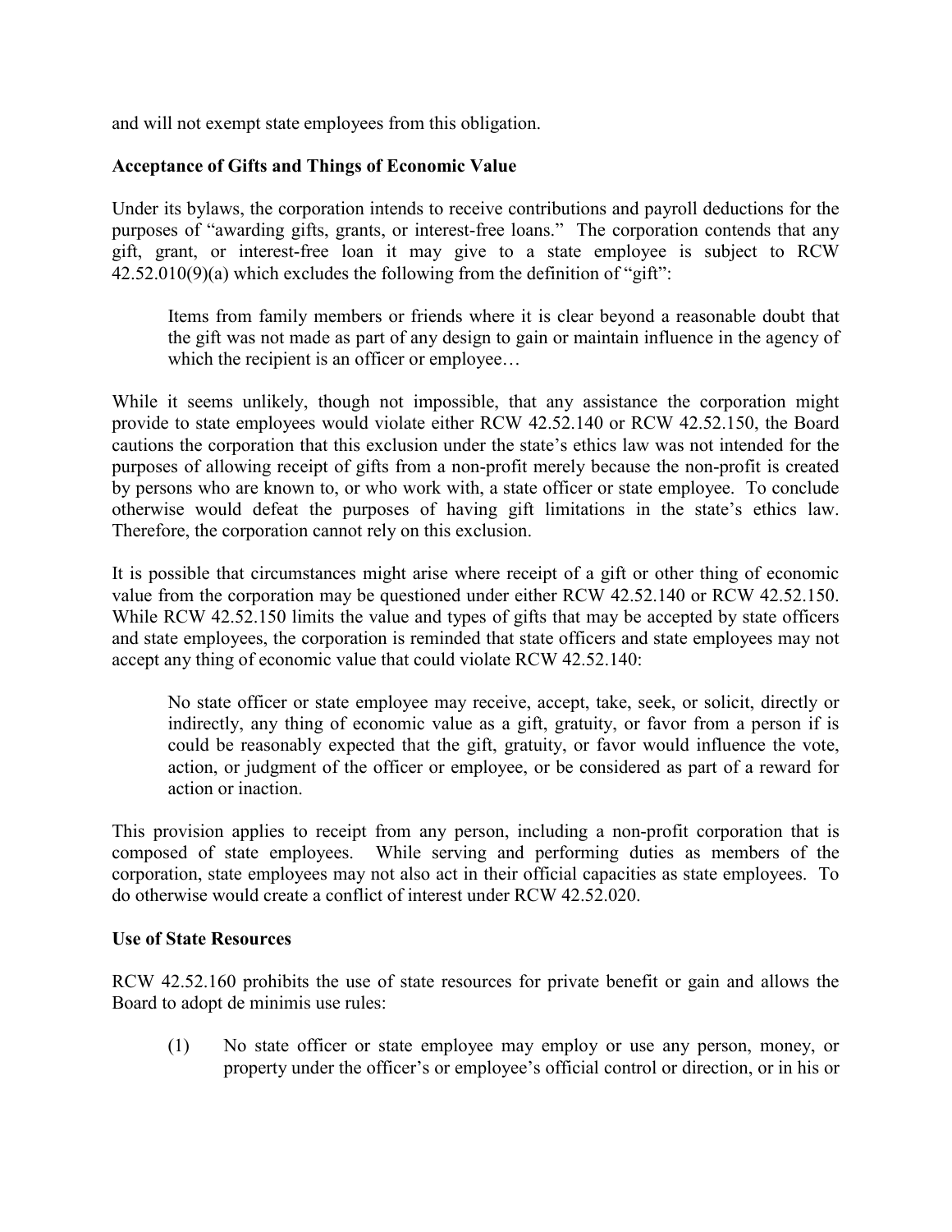and will not exempt state employees from this obligation.

**Acceptance of Gifts and Things of Economic Value**

Under its bylaws, the corporation intends to receive contributions and payroll deductions for the purposes of "awarding gifts, grants, or interest-free loans." The corporation contends that any gift, grant, or interest-free loan it may give to a state employee is subject to RCW 42.52.010(9)(a) which excludes the following from the definition of "gift":

> Items from family members or friends where it is clear beyond a reasonable doubt that the gift was not made as part of any design to gain or maintain influence in the agency of which the recipient is an officer or employee…

While it seems unlikely, though not impossible, that any assistance the corporation might provide to state employees would violate either RCW 42.52.140 or RCW 42.52.150, the Board cautions the corporation that this exclusion under the state's ethics law was not intended for the purposes of allowing receipt of gifts from a non-profit merely because the non-profit is created by persons who are known to, or who work with, a state officer or state employee. To conclude otherwise would defeat the purposes of having gift limitations in the state's ethics law. Therefore, the corporation cannot rely on this exclusion.

It is possible that circumstances might arise where receipt of a gift or other thing of economic value from the corporation may be questioned under either RCW 42.52.140 or RCW 42.52.150. While RCW 42.52.150 limits the value and types of gifts that may be accepted by state officers and state employees, the corporation is reminded that state officers and state employees may not accept any thing of economic value that could violate RCW 42.52.140:

> No state officer or state employee may receive, accept, take, seek, or solicit, directly or indirectly, any thing of economic value as a gift, gratuity, or favor from a person if is could be reasonably expected that the gift, gratuity, or favor would influence the vote, action, or judgment of the officer or employee, or be considered as part of a reward for action or inaction.

This provision applies to receipt from any person, including a non-profit corporation that is composed of state employees. While serving and performing duties as members of the corporation, state employees may not also act in their official capacities as state employees. To do otherwise would create a conflict of interest under RCW 42.52.020.

**Use of State Resources**

RCW 42.52.160 prohibits the use of state resources for private benefit or gain and allows the Board to adopt de minimis use rules:

> (1) No state officer or state employee may employ or use any person, money, or property under the officer's or employee's official control or direction, or in his or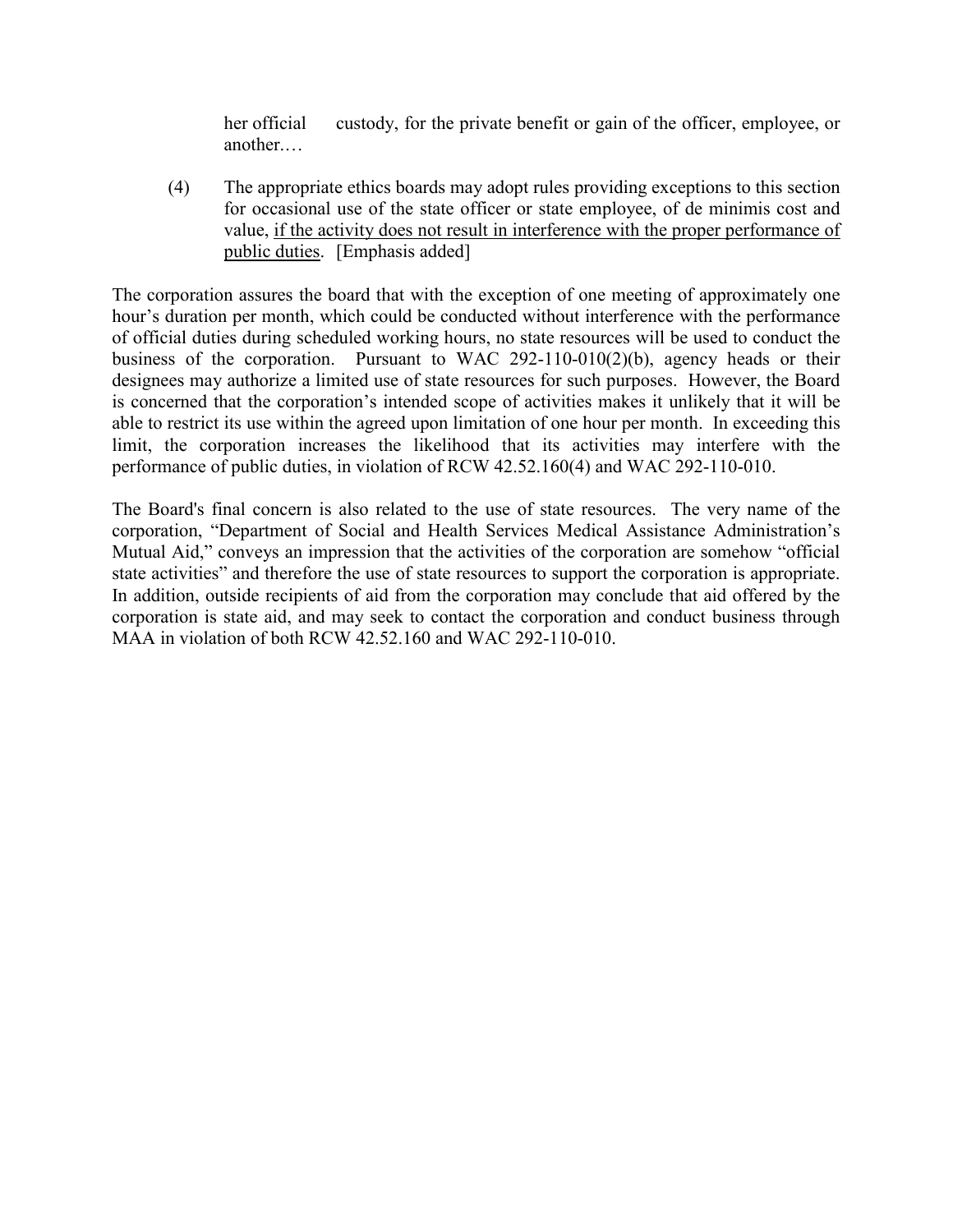her official custody, for the private benefit or gain of the officer, employee, or another.…

(4) The appropriate ethics boards may adopt rules providing exceptions to this section for occasional use of the state officer or state employee, of de minimis cost and value, <u>if the activity does not result in interference with the proper performance of public duties</u>. [Emphasis added]

The corporation assures the board that with the exception of one meeting of approximately one hour's duration per month, which could be conducted without interference with the performance of official duties during scheduled working hours, no state resources will be used to conduct the business of the corporation. Pursuant to WAC 292-110-010(2)(b), agency heads or their designees may authorize a limited use of state resources for such purposes. However, the Board is concerned that the corporation's intended scope of activities makes it unlikely that it will be able to restrict its use within the agreed upon limitation of one hour per month. In exceeding this limit, the corporation increases the likelihood that its activities may interfere with the performance of public duties, in violation of RCW 42.52.160(4) and WAC 292-110-010.

The Board's final concern is also related to the use of state resources. The very name of the corporation, "Department of Social and Health Services Medical Assistance Administration's Mutual Aid," conveys an impression that the activities of the corporation are somehow "official state activities" and therefore the use of state resources to support the corporation is appropriate. In addition, outside recipients of aid from the corporation may conclude that aid offered by the corporation is state aid, and may seek to contact the corporation and conduct business through MAA in violation of both RCW 42.52.160 and WAC 292-110-010.